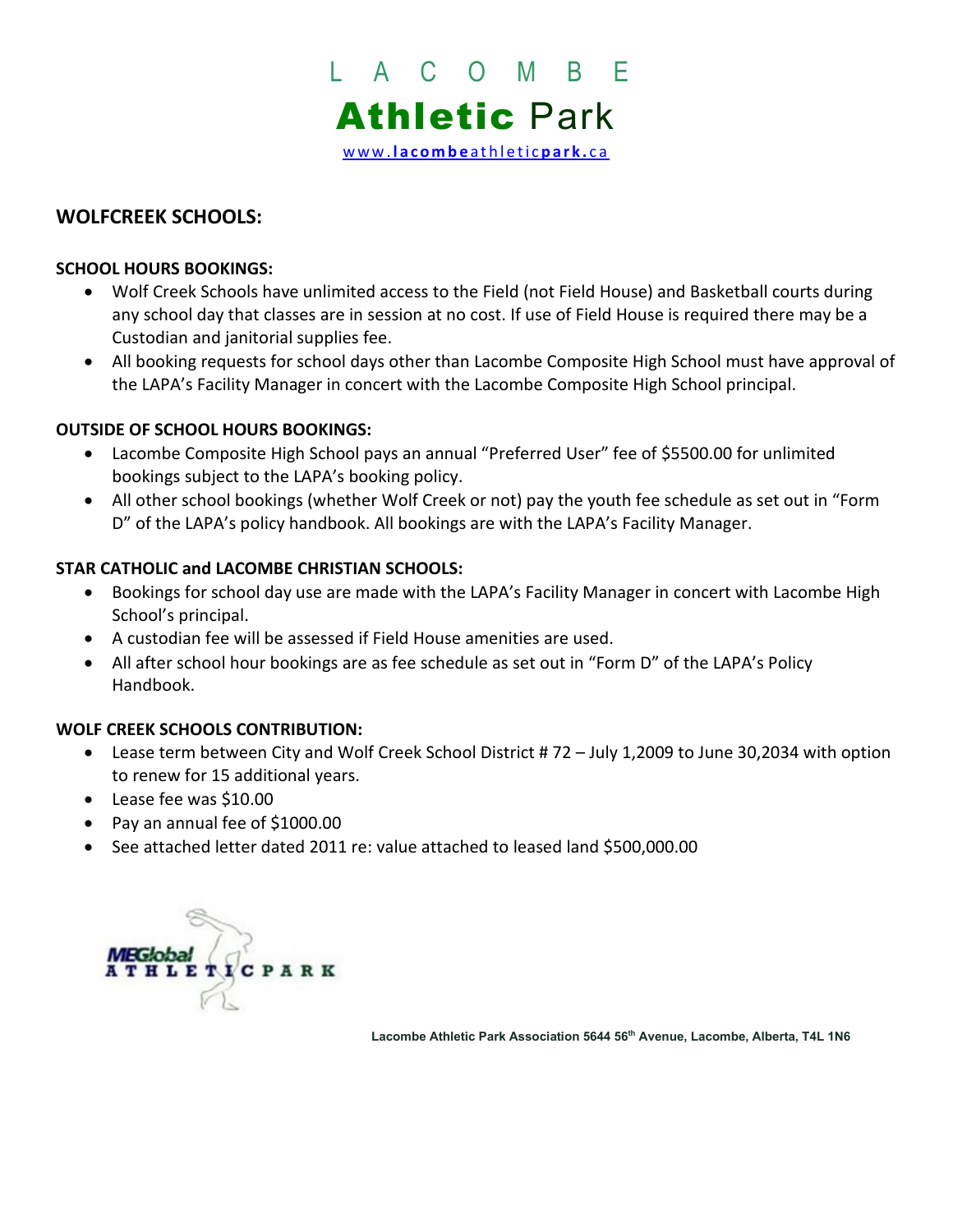# L A C O M B E
# **Athletic** Park

www.lacombeathleticpark.ca

## WOLFCREEK SCHOOLS:

### SCHOOL HOURS BOOKINGS:

- Wolf Creek Schools have unlimited access to the Field (not Field House) and Basketball courts during any school day that classes are in session at no cost. If use of Field House is required there may be a Custodian and janitorial supplies fee.
- All booking requests for school days other than Lacombe Composite High School must have approval of the LAPA's Facility Manager in concert with the Lacombe Composite High School principal.

### OUTSIDE OF SCHOOL HOURS BOOKINGS:

- Lacombe Composite High School pays an annual "Preferred User" fee of $5500.00 for unlimited bookings subject to the LAPA's booking policy.
- All other school bookings (whether Wolf Creek or not) pay the youth fee schedule as set out in "Form D" of the LAPA's policy handbook. All bookings are with the LAPA's Facility Manager.

### STAR CATHOLIC and LACOMBE CHRISTIAN SCHOOLS:

- Bookings for school day use are made with the LAPA's Facility Manager in concert with Lacombe High School's principal.
- A custodian fee will be assessed if Field House amenities are used.
- All after school hour bookings are as fee schedule as set out in "Form D" of the LAPA's Policy Handbook.

### WOLF CREEK SCHOOLS CONTRIBUTION:

- Lease term between City and Wolf Creek School District # 72 – July 1,2009 to June 30,2034 with option to renew for 15 additional years.
- Lease fee was $10.00
- Pay an annual fee of $1000.00
- See attached letter dated 2011 re: value attached to leased land $500,000.00

MEGlobal ATHLETIC PARK

Lacombe Athletic Park Association 5644 56th Avenue, Lacombe, Alberta, T4L 1N6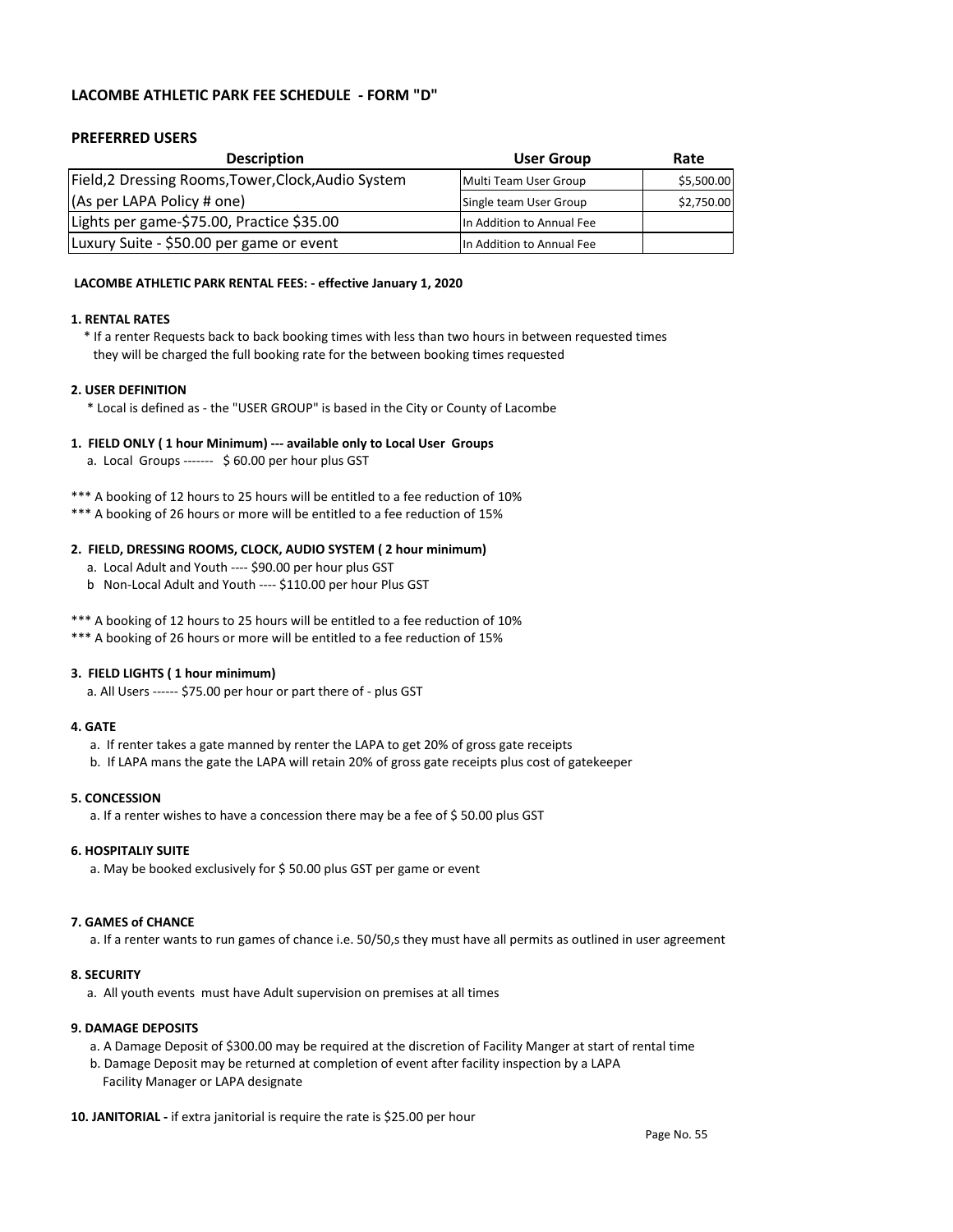## LACOMBE ATHLETIC PARK FEE SCHEDULE - FORM "D"

### PREFERRED USERS

| Description | User Group | Rate |
|---|---|---|
| Field,2 Dressing Rooms,Tower,Clock,Audio System | Multi Team User Group | $5,500.00 |
| (As per LAPA Policy # one) | Single team User Group | $2,750.00 |
| Lights per game-$75.00, Practice $35.00 | In Addition to Annual Fee | |
| Luxury Suite - $50.00 per game or event | In Addition to Annual Fee | |

**LACOMBE ATHLETIC PARK RENTAL FEES: - effective January 1, 2020**

**1. RENTAL RATES**

* If a renter Requests back to back booking times with less than two hours in between requested times they will be charged the full booking rate for the between booking times requested

**2. USER DEFINITION**

* Local is defined as - the "USER GROUP" is based in the City or County of Lacombe

**1. FIELD ONLY ( 1 hour Minimum) --- available only to Local User Groups**

a. Local Groups ------- $ 60.00 per hour plus GST

*** A booking of 12 hours to 25 hours will be entitled to a fee reduction of 10%
*** A booking of 26 hours or more will be entitled to a fee reduction of 15%

**2. FIELD, DRESSING ROOMS, CLOCK, AUDIO SYSTEM ( 2 hour minimum)**

a. Local Adult and Youth ---- $90.00 per hour plus GST
b Non-Local Adult and Youth ---- $110.00 per hour Plus GST

*** A booking of 12 hours to 25 hours will be entitled to a fee reduction of 10%
*** A booking of 26 hours or more will be entitled to a fee reduction of 15%

**3. FIELD LIGHTS ( 1 hour minimum)**

a. All Users ------ $75.00 per hour or part there of - plus GST

**4. GATE**

a. If renter takes a gate manned by renter the LAPA to get 20% of gross gate receipts
b. If LAPA mans the gate the LAPA will retain 20% of gross gate receipts plus cost of gatekeeper

**5. CONCESSION**

a. If a renter wishes to have a concession there may be a fee of $ 50.00 plus GST

**6. HOSPITALIY SUITE**

a. May be booked exclusively for $ 50.00 plus GST per game or event

**7. GAMES of CHANCE**

a. If a renter wants to run games of chance i.e. 50/50,s they must have all permits as outlined in user agreement

**8. SECURITY**

a. All youth events must have Adult supervision on premises at all times

**9. DAMAGE DEPOSITS**

a. A Damage Deposit of $300.00 may be required at the discretion of Facility Manger at start of rental time
b. Damage Deposit may be returned at completion of event after facility inspection by a LAPA Facility Manager or LAPA designate

**10. JANITORIAL -** if extra janitorial is require the rate is $25.00 per hour